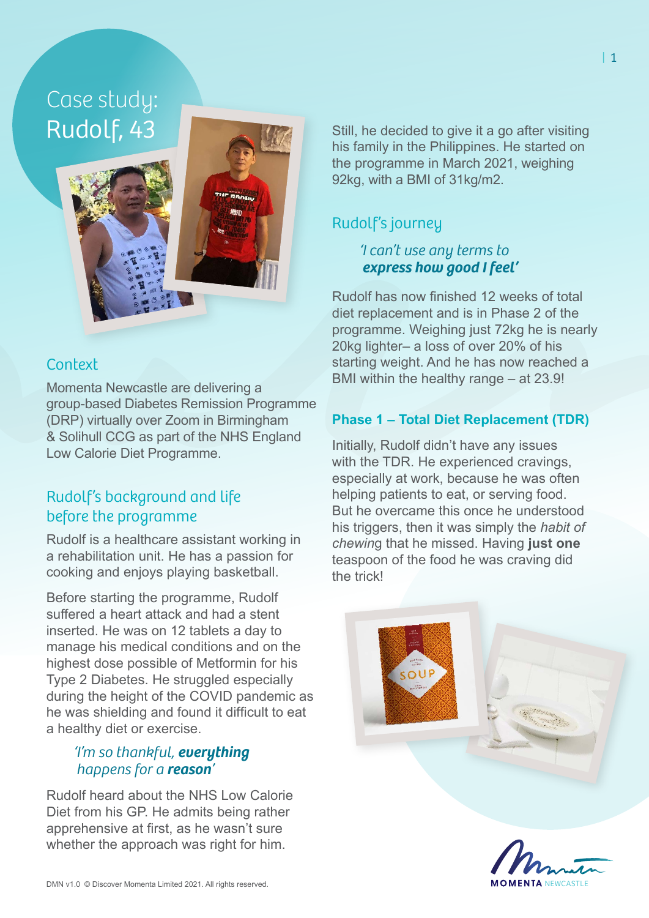# Case study: Rudolf, 43

## Context

Momenta Newcastle are delivering a group-based Diabetes Remission Programme (DRP) virtually over Zoom in Birmingham & Solihull CCG as part of the NHS England Low Calorie Diet Programme.

## Rudolf's background and life before the programme

Rudolf is a healthcare assistant working in a rehabilitation unit. He has a passion for cooking and enjoys playing basketball.

Before starting the programme, Rudolf suffered a heart attack and had a stent inserted. He was on 12 tablets a day to manage his medical conditions and on the highest dose possible of Metformin for his Type 2 Diabetes. He struggled especially during the height of the COVID pandemic as he was shielding and found it difficult to eat a healthy diet or exercise.

> *'I'm so thankful, **everything** happens for a **reason**'*

Rudolf heard about the NHS Low Calorie Diet from his GP. He admits being rather apprehensive at first, as he wasn't sure whether the approach was right for him.

Still, he decided to give it a go after visiting his family in the Philippines. He started on the programme in March 2021, weighing 92kg, with a BMI of 31kg/m2.

## Rudolf's journey

> *'I can't use any terms to **express how good I feel**'*

Rudolf has now finished 12 weeks of total diet replacement and is in Phase 2 of the programme. Weighing just 72kg he is nearly 20kg lighter– a loss of over 20% of his starting weight. And he has now reached a BMI within the healthy range – at 23.9!

### Phase 1 – Total Diet Replacement (TDR)

Initially, Rudolf didn't have any issues with the TDR. He experienced cravings, especially at work, because he was often helping patients to eat, or serving food. But he overcame this once he understood his triggers, then it was simply the *habit of chewing* that he missed. Having **just one** teaspoon of the food he was craving did the trick!

DMN v1.0 © Discover Momenta Limited 2021. All rights reserved.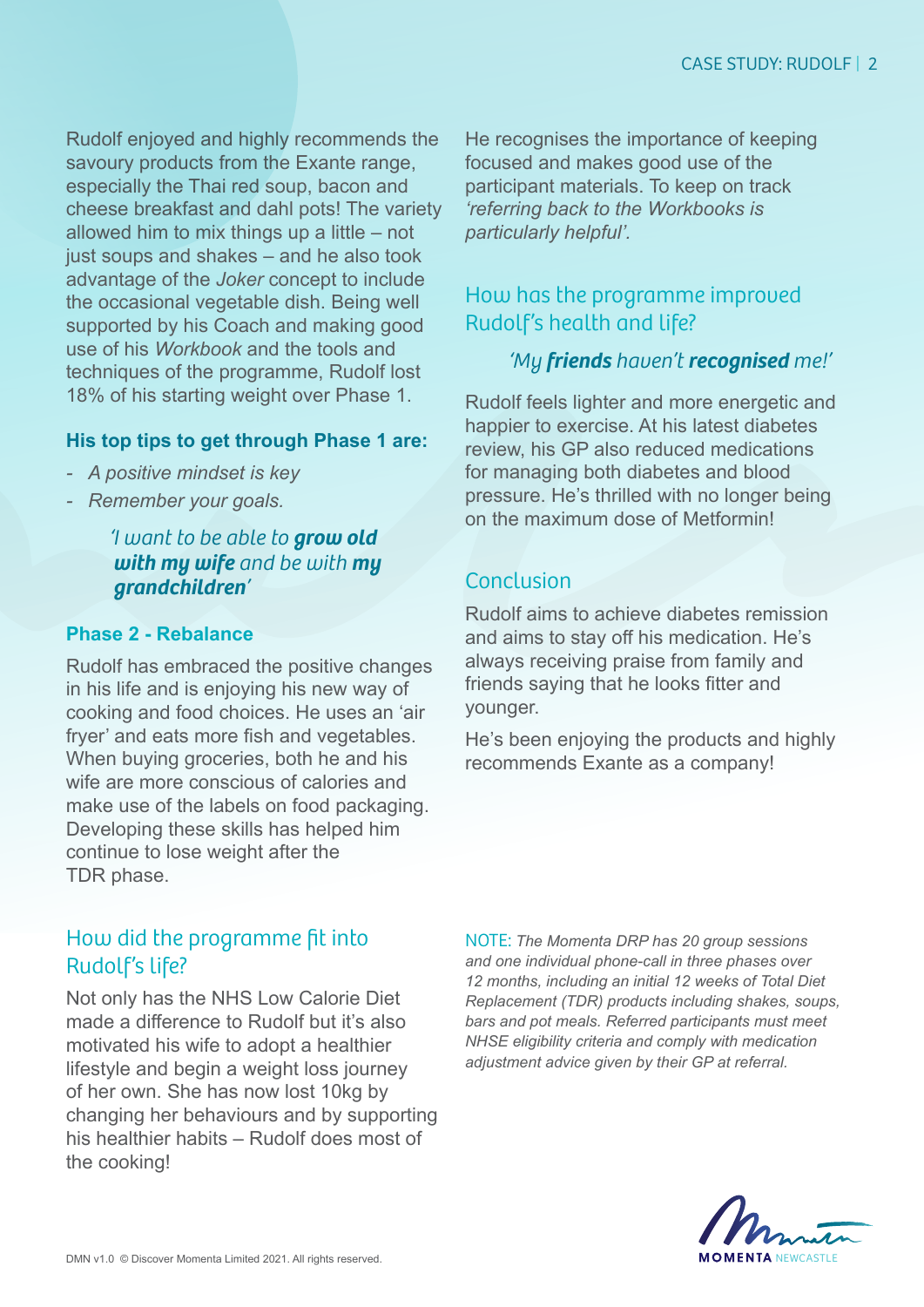Rudolf enjoyed and highly recommends the savoury products from the Exante range, especially the Thai red soup, bacon and cheese breakfast and dahl pots! The variety allowed him to mix things up a little – not just soups and shakes – and he also took advantage of the *Joker* concept to include the occasional vegetable dish. Being well supported by his Coach and making good use of his *Workbook* and the tools and techniques of the programme, Rudolf lost 18% of his starting weight over Phase 1.

### His top tips to get through Phase 1 are:

- *A positive mindset is key*
- *Remember your goals.*

> *'I want to be able to* ***grow old with my wife*** *and be with* ***my grandchildren****'*

### Phase 2 - Rebalance

Rudolf has embraced the positive changes in his life and is enjoying his new way of cooking and food choices. He uses an 'air fryer' and eats more fish and vegetables. When buying groceries, both he and his wife are more conscious of calories and make use of the labels on food packaging. Developing these skills has helped him continue to lose weight after the TDR phase.

## How did the programme fit into Rudolf's life?

Not only has the NHS Low Calorie Diet made a difference to Rudolf but it's also motivated his wife to adopt a healthier lifestyle and begin a weight loss journey of her own. She has now lost 10kg by changing her behaviours and by supporting his healthier habits – Rudolf does most of the cooking!

He recognises the importance of keeping focused and makes good use of the participant materials. To keep on track *'referring back to the Workbooks is particularly helpful'*.

## How has the programme improved Rudolf's health and life?

> *'My* ***friends*** *haven't* ***recognised*** *me!'*

Rudolf feels lighter and more energetic and happier to exercise. At his latest diabetes review, his GP also reduced medications for managing both diabetes and blood pressure. He's thrilled with no longer being on the maximum dose of Metformin!

## Conclusion

Rudolf aims to achieve diabetes remission and aims to stay off his medication. He's always receiving praise from family and friends saying that he looks fitter and younger.

He's been enjoying the products and highly recommends Exante as a company!

NOTE: *The Momenta DRP has 20 group sessions and one individual phone-call in three phases over 12 months, including an initial 12 weeks of Total Diet Replacement (TDR) products including shakes, soups, bars and pot meals. Referred participants must meet NHSE eligibility criteria and comply with medication adjustment advice given by their GP at referral.*

DMN v1.0 © Discover Momenta Limited 2021. All rights reserved.

MOMENTA NEWCASTLE